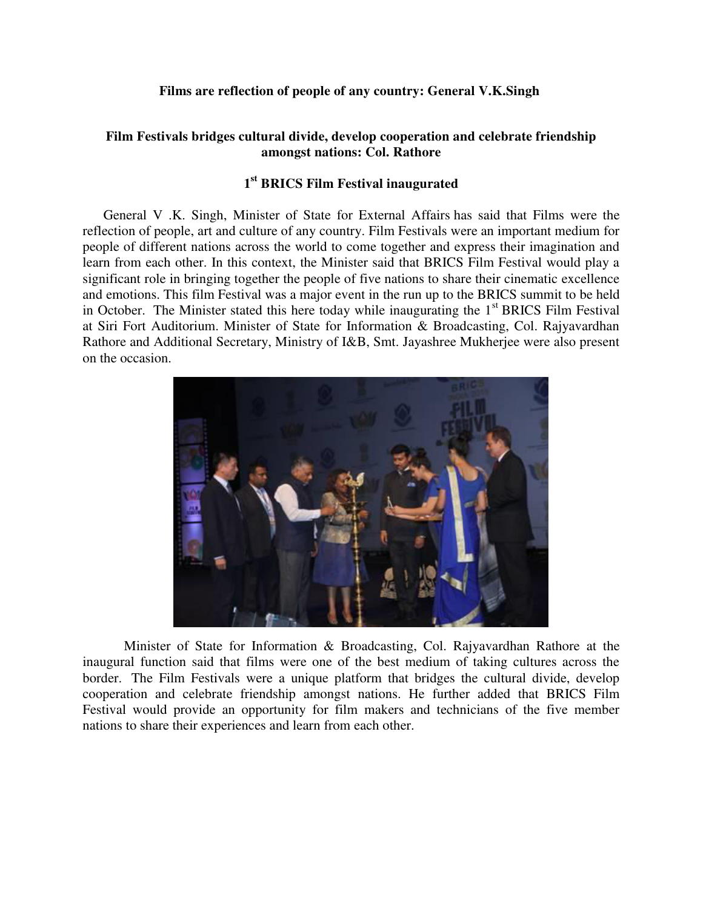**Films are reflection of people of any country: General V.K.Singh**

**Film Festivals bridges cultural divide, develop cooperation and celebrate friendship amongst nations: Col. Rathore**

**1st BRICS Film Festival inaugurated**

General V .K. Singh, Minister of State for External Affairs has said that Films were the reflection of people, art and culture of any country. Film Festivals were an important medium for people of different nations across the world to come together and express their imagination and learn from each other. In this context, the Minister said that BRICS Film Festival would play a significant role in bringing together the people of five nations to share their cinematic excellence and emotions. This film Festival was a major event in the run up to the BRICS summit to be held in October. The Minister stated this here today while inaugurating the 1st BRICS Film Festival at Siri Fort Auditorium. Minister of State for Information & Broadcasting, Col. Rajyavardhan Rathore and Additional Secretary, Ministry of I&B, Smt. Jayashree Mukherjee were also present on the occasion.

Minister of State for Information & Broadcasting, Col. Rajyavardhan Rathore at the inaugural function said that films were one of the best medium of taking cultures across the border. The Film Festivals were a unique platform that bridges the cultural divide, develop cooperation and celebrate friendship amongst nations. He further added that BRICS Film Festival would provide an opportunity for film makers and technicians of the five member nations to share their experiences and learn from each other.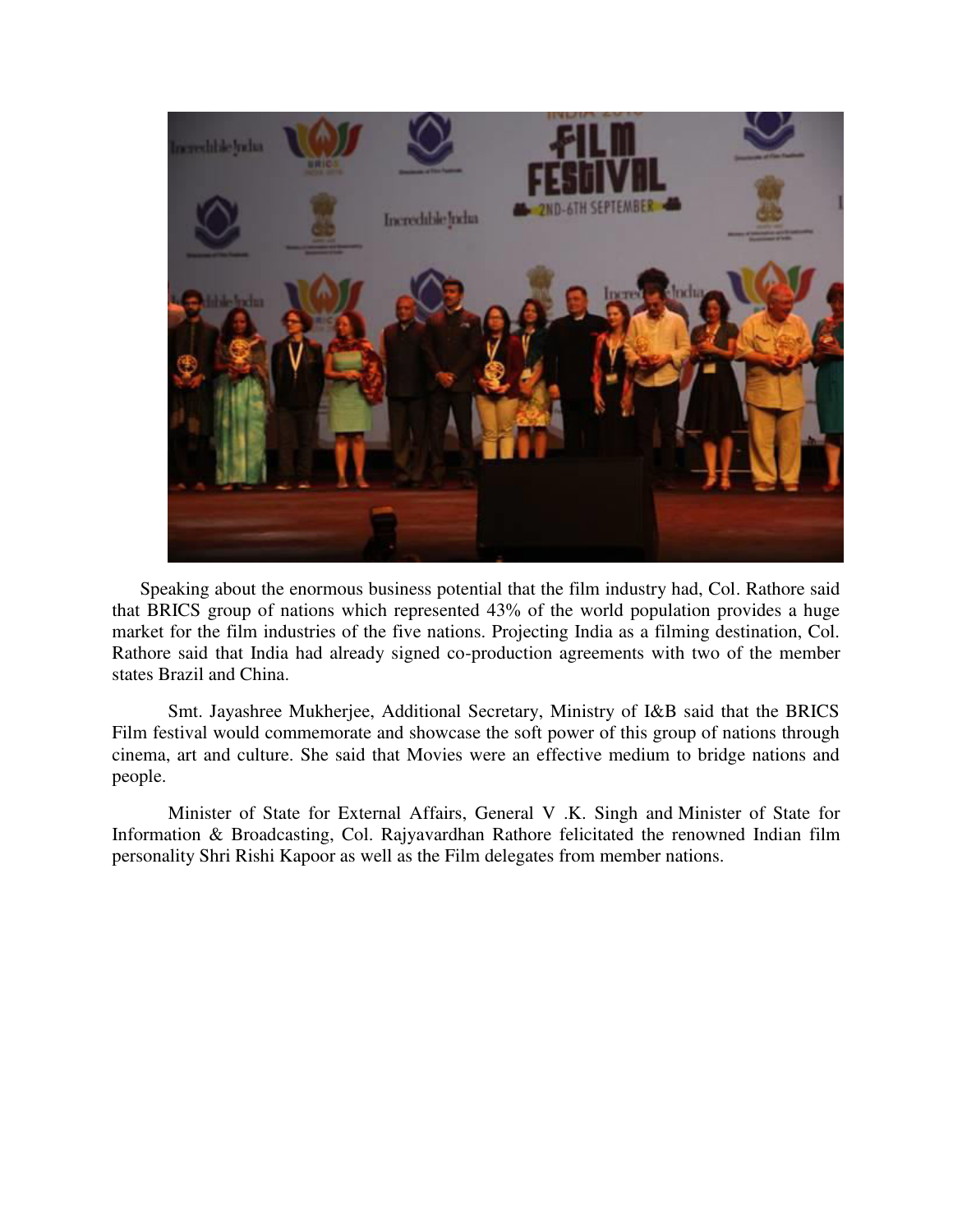Speaking about the enormous business potential that the film industry had, Col. Rathore said that BRICS group of nations which represented 43% of the world population provides a huge market for the film industries of the five nations. Projecting India as a filming destination, Col. Rathore said that India had already signed co-production agreements with two of the member states Brazil and China.

Smt. Jayashree Mukherjee, Additional Secretary, Ministry of I&B said that the BRICS Film festival would commemorate and showcase the soft power of this group of nations through cinema, art and culture. She said that Movies were an effective medium to bridge nations and people.

Minister of State for External Affairs, General V .K. Singh and Minister of State for Information & Broadcasting, Col. Rajyavardhan Rathore felicitated the renowned Indian film personality Shri Rishi Kapoor as well as the Film delegates from member nations.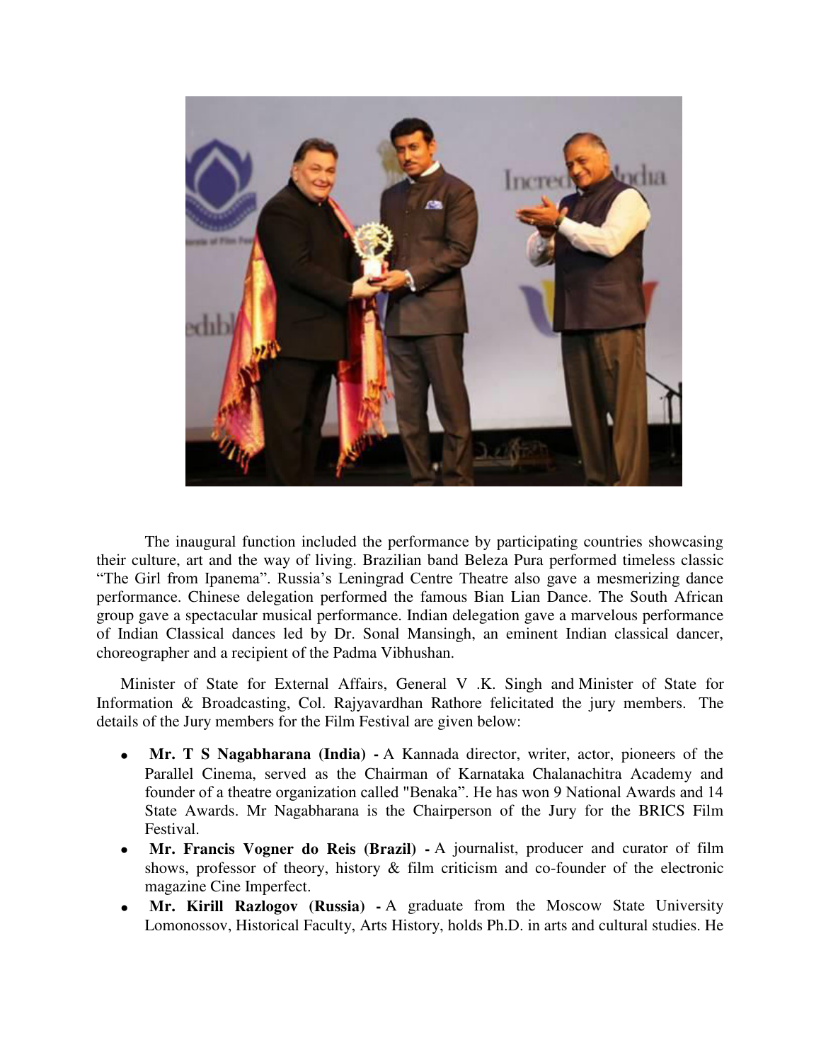The inaugural function included the performance by participating countries showcasing their culture, art and the way of living. Brazilian band Beleza Pura performed timeless classic "The Girl from Ipanema". Russia's Leningrad Centre Theatre also gave a mesmerizing dance performance. Chinese delegation performed the famous Bian Lian Dance. The South African group gave a spectacular musical performance. Indian delegation gave a marvelous performance of Indian Classical dances led by Dr. Sonal Mansingh, an eminent Indian classical dancer, choreographer and a recipient of the Padma Vibhushan.

Minister of State for External Affairs, General V .K. Singh and Minister of State for Information & Broadcasting, Col. Rajyavardhan Rathore felicitated the jury members. The details of the Jury members for the Film Festival are given below:

- **Mr. T S Nagabharana (India) -** A Kannada director, writer, actor, pioneers of the Parallel Cinema, served as the Chairman of Karnataka Chalanachitra Academy and founder of a theatre organization called "Benaka". He has won 9 National Awards and 14 State Awards. Mr Nagabharana is the Chairperson of the Jury for the BRICS Film Festival.
- **Mr. Francis Vogner do Reis (Brazil) -** A journalist, producer and curator of film shows, professor of theory, history & film criticism and co-founder of the electronic magazine Cine Imperfect.
- **Mr. Kirill Razlogov (Russia) -** A graduate from the Moscow State University Lomonossov, Historical Faculty, Arts History, holds Ph.D. in arts and cultural studies. He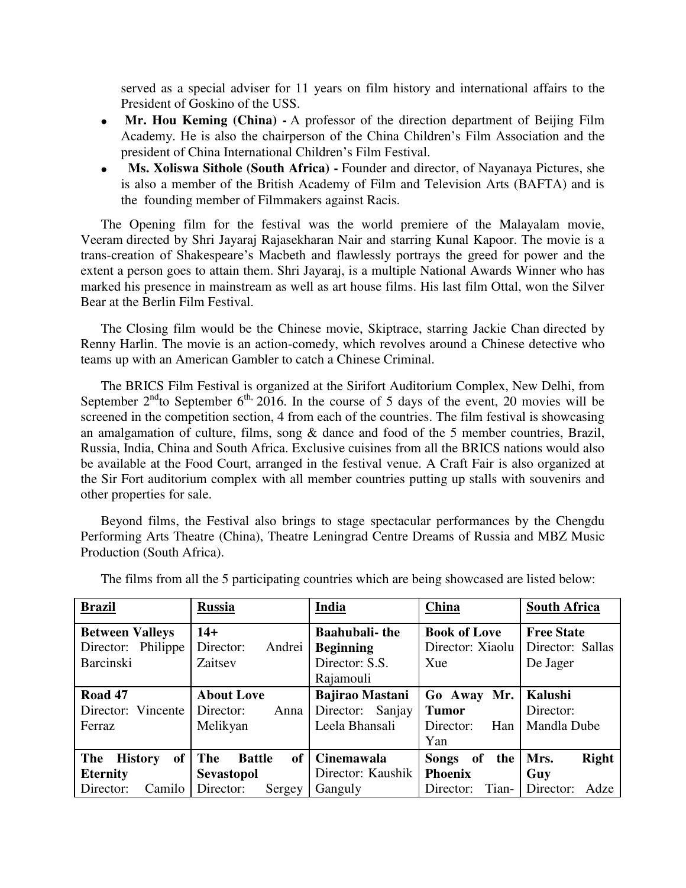served as a special adviser for 11 years on film history and international affairs to the President of Goskino of the USS.

- **Mr. Hou Keming (China) -** A professor of the direction department of Beijing Film Academy. He is also the chairperson of the China Children's Film Association and the president of China International Children's Film Festival.
- **Ms. Xoliswa Sithole (South Africa) -** Founder and director, of Nayanaya Pictures, she is also a member of the British Academy of Film and Television Arts (BAFTA) and is the founding member of Filmmakers against Racis.

The Opening film for the festival was the world premiere of the Malayalam movie, Veeram directed by Shri Jayaraj Rajasekharan Nair and starring Kunal Kapoor. The movie is a trans-creation of Shakespeare's Macbeth and flawlessly portrays the greed for power and the extent a person goes to attain them. Shri Jayaraj, is a multiple National Awards Winner who has marked his presence in mainstream as well as art house films. His last film Ottal, won the Silver Bear at the Berlin Film Festival.

The Closing film would be the Chinese movie, Skiptrace, starring Jackie Chan directed by Renny Harlin. The movie is an action-comedy, which revolves around a Chinese detective who teams up with an American Gambler to catch a Chinese Criminal.

The BRICS Film Festival is organized at the Sirifort Auditorium Complex, New Delhi, from September 2nd to September 6th, 2016. In the course of 5 days of the event, 20 movies will be screened in the competition section, 4 from each of the countries. The film festival is showcasing an amalgamation of culture, films, song & dance and food of the 5 member countries, Brazil, Russia, India, China and South Africa. Exclusive cuisines from all the BRICS nations would also be available at the Food Court, arranged in the festival venue. A Craft Fair is also organized at the Sir Fort auditorium complex with all member countries putting up stalls with souvenirs and other properties for sale.

Beyond films, the Festival also brings to stage spectacular performances by the Chengdu Performing Arts Theatre (China), Theatre Leningrad Centre Dreams of Russia and MBZ Music Production (South Africa).

The films from all the 5 participating countries which are being showcased are listed below:

| **Brazil** | **Russia** | **India** | **China** | **South Africa** |
|---|---|---|---|---|
| **Between Valleys** Director: Philippe Barcinski | **14+** Director: Andrei Zaitsev | **Baahubali- the Beginning** Director: S.S. Rajamouli | **Book of Love** Director: Xiaolu Xue | **Free State** Director: Sallas De Jager |
| **Road 47** Director: Vincente Ferraz | **About Love** Director: Anna Melikyan | **Bajirao Mastani** Director: Sanjay Leela Bhansali | **Go Away Mr. Tumor** Director: Han Yan | **Kalushi** Director: Mandla Dube |
| **The History of Eternity** Director: Camilo | **The Battle of Sevastopol** Director: Sergey | **Cinemawala** Director: Kaushik Ganguly | **Songs of the Phoenix** Director: Tian- | **Mrs. Right Guy** Director: Adze |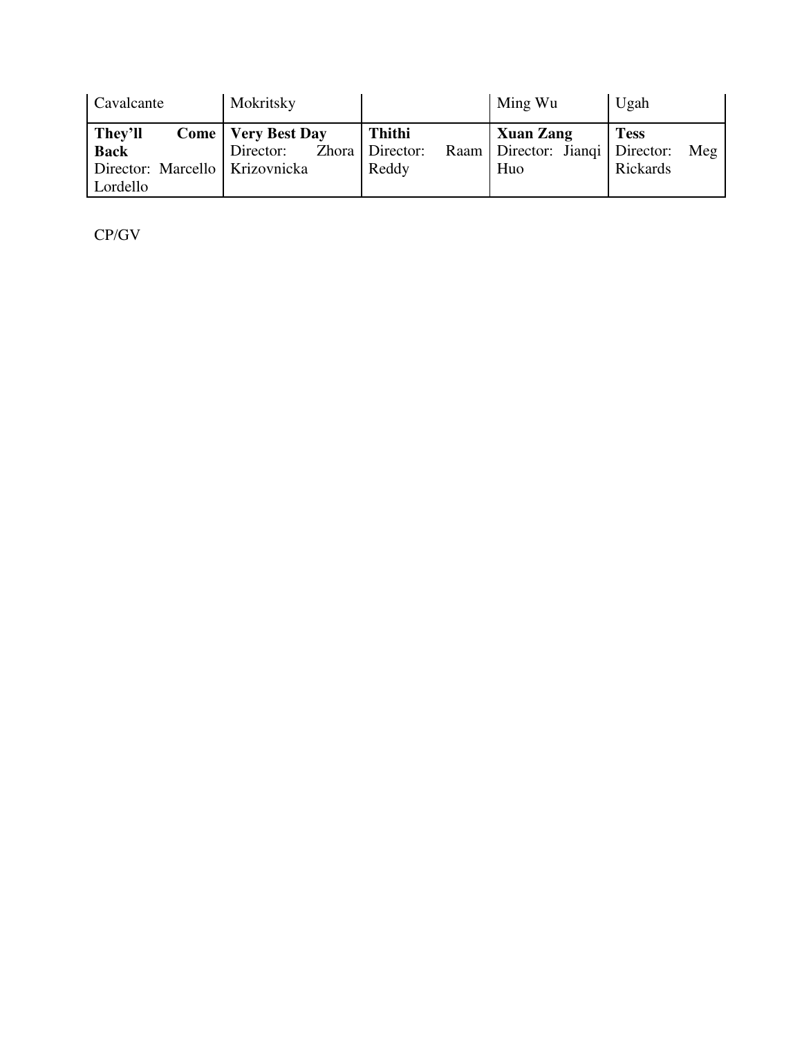| | | | | |
|---|---|---|---|---|
| Cavalcante | Mokritsky | | Ming Wu | Ugah |
| **They'll Come Back**<br>Director: Marcello Lordello | **Very Best Day**<br>Director: Zhora Krizovnicka | **Thithi**<br>Director: Raam Reddy | **Xuan Zang**<br>Director: Jianqi Huo | **Tess**<br>Director: Meg Rickards |

CP/GV